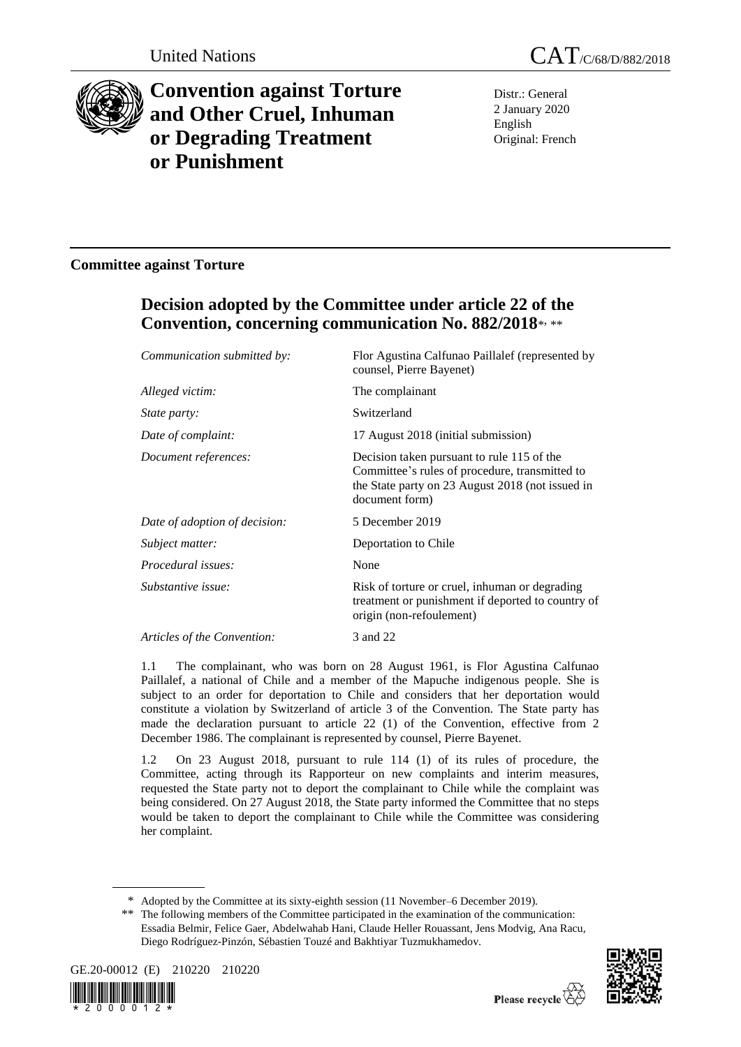United Nations

CAT/C/68/D/882/2018

# Convention against Torture and Other Cruel, Inhuman or Degrading Treatment or Punishment

Distr.: General
2 January 2020
English
Original: French

## Committee against Torture

## Decision adopted by the Committee under article 22 of the Convention, concerning communication No. 882/2018*, **

| | |
|---|---|
| *Communication submitted by:* | Flor Agustina Calfunao Paillalef (represented by counsel, Pierre Bayenet) |
| *Alleged victim:* | The complainant |
| *State party:* | Switzerland |
| *Date of complaint:* | 17 August 2018 (initial submission) |
| *Document references:* | Decision taken pursuant to rule 115 of the Committee's rules of procedure, transmitted to the State party on 23 August 2018 (not issued in document form) |
| *Date of adoption of decision:* | 5 December 2019 |
| *Subject matter:* | Deportation to Chile |
| *Procedural issues:* | None |
| *Substantive issue:* | Risk of torture or cruel, inhuman or degrading treatment or punishment if deported to country of origin (non-refoulement) |
| *Articles of the Convention:* | 3 and 22 |

1.1 The complainant, who was born on 28 August 1961, is Flor Agustina Calfunao Paillalef, a national of Chile and a member of the Mapuche indigenous people. She is subject to an order for deportation to Chile and considers that her deportation would constitute a violation by Switzerland of article 3 of the Convention. The State party has made the declaration pursuant to article 22 (1) of the Convention, effective from 2 December 1986. The complainant is represented by counsel, Pierre Bayenet.

1.2 On 23 August 2018, pursuant to rule 114 (1) of its rules of procedure, the Committee, acting through its Rapporteur on new complaints and interim measures, requested the State party not to deport the complainant to Chile while the complaint was being considered. On 27 August 2018, the State party informed the Committee that no steps would be taken to deport the complainant to Chile while the Committee was considering her complaint.

---

\* Adopted by the Committee at its sixty-eighth session (11 November–6 December 2019).

\** The following members of the Committee participated in the examination of the communication: Essadia Belmir, Felice Gaer, Abdelwahab Hani, Claude Heller Rouassant, Jens Modvig, Ana Racu, Diego Rodríguez-Pinzón, Sébastien Touzé and Bakhtiyar Tuzmukhamedov.

GE.20-00012 (E) 210220 210220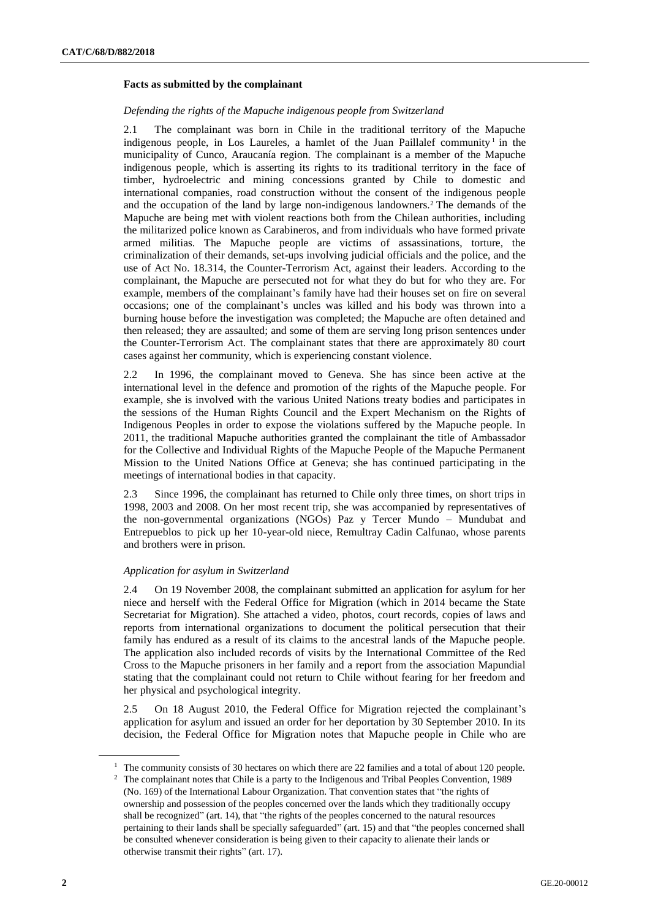**Facts as submitted by the complainant**

*Defending the rights of the Mapuche indigenous people from Switzerland*

2.1 The complainant was born in Chile in the traditional territory of the Mapuche indigenous people, in Los Laureles, a hamlet of the Juan Paillalef community[1] in the municipality of Cunco, Araucanía region. The complainant is a member of the Mapuche indigenous people, which is asserting its rights to its traditional territory in the face of timber, hydroelectric and mining concessions granted by Chile to domestic and international companies, road construction without the consent of the indigenous people and the occupation of the land by large non-indigenous landowners.[2] The demands of the Mapuche are being met with violent reactions both from the Chilean authorities, including the militarized police known as Carabineros, and from individuals who have formed private armed militias. The Mapuche people are victims of assassinations, torture, the criminalization of their demands, set-ups involving judicial officials and the police, and the use of Act No. 18.314, the Counter-Terrorism Act, against their leaders. According to the complainant, the Mapuche are persecuted not for what they do but for who they are. For example, members of the complainant's family have had their houses set on fire on several occasions; one of the complainant's uncles was killed and his body was thrown into a burning house before the investigation was completed; the Mapuche are often detained and then released; they are assaulted; and some of them are serving long prison sentences under the Counter-Terrorism Act. The complainant states that there are approximately 80 court cases against her community, which is experiencing constant violence.

2.2 In 1996, the complainant moved to Geneva. She has since been active at the international level in the defence and promotion of the rights of the Mapuche people. For example, she is involved with the various United Nations treaty bodies and participates in the sessions of the Human Rights Council and the Expert Mechanism on the Rights of Indigenous Peoples in order to expose the violations suffered by the Mapuche people. In 2011, the traditional Mapuche authorities granted the complainant the title of Ambassador for the Collective and Individual Rights of the Mapuche People of the Mapuche Permanent Mission to the United Nations Office at Geneva; she has continued participating in the meetings of international bodies in that capacity.

2.3 Since 1996, the complainant has returned to Chile only three times, on short trips in 1998, 2003 and 2008. On her most recent trip, she was accompanied by representatives of the non-governmental organizations (NGOs) Paz y Tercer Mundo – Mundubat and Entrepueblos to pick up her 10-year-old niece, Remultray Cadin Calfunao, whose parents and brothers were in prison.

*Application for asylum in Switzerland*

2.4 On 19 November 2008, the complainant submitted an application for asylum for her niece and herself with the Federal Office for Migration (which in 2014 became the State Secretariat for Migration). She attached a video, photos, court records, copies of laws and reports from international organizations to document the political persecution that their family has endured as a result of its claims to the ancestral lands of the Mapuche people. The application also included records of visits by the International Committee of the Red Cross to the Mapuche prisoners in her family and a report from the association Mapundial stating that the complainant could not return to Chile without fearing for her freedom and her physical and psychological integrity.

2.5 On 18 August 2010, the Federal Office for Migration rejected the complainant's application for asylum and issued an order for her deportation by 30 September 2010. In its decision, the Federal Office for Migration notes that Mapuche people in Chile who are

---

[1] The community consists of 30 hectares on which there are 22 families and a total of about 120 people.

[2] The complainant notes that Chile is a party to the Indigenous and Tribal Peoples Convention, 1989 (No. 169) of the International Labour Organization. That convention states that "the rights of ownership and possession of the peoples concerned over the lands which they traditionally occupy shall be recognized" (art. 14), that "the rights of the peoples concerned to the natural resources pertaining to their lands shall be specially safeguarded" (art. 15) and that "the peoples concerned shall be consulted whenever consideration is being given to their capacity to alienate their lands or otherwise transmit their rights" (art. 17).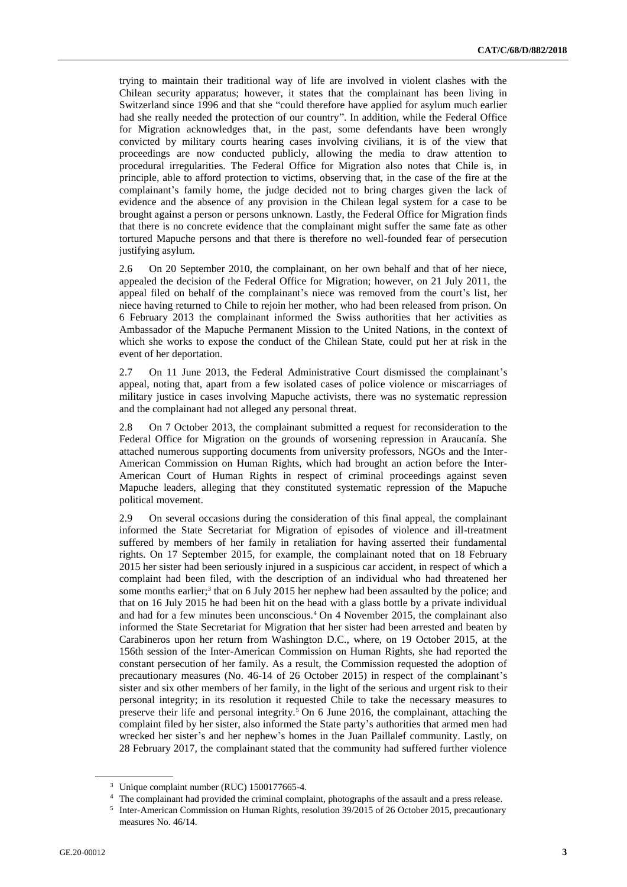trying to maintain their traditional way of life are involved in violent clashes with the Chilean security apparatus; however, it states that the complainant has been living in Switzerland since 1996 and that she "could therefore have applied for asylum much earlier had she really needed the protection of our country". In addition, while the Federal Office for Migration acknowledges that, in the past, some defendants have been wrongly convicted by military courts hearing cases involving civilians, it is of the view that proceedings are now conducted publicly, allowing the media to draw attention to procedural irregularities. The Federal Office for Migration also notes that Chile is, in principle, able to afford protection to victims, observing that, in the case of the fire at the complainant's family home, the judge decided not to bring charges given the lack of evidence and the absence of any provision in the Chilean legal system for a case to be brought against a person or persons unknown. Lastly, the Federal Office for Migration finds that there is no concrete evidence that the complainant might suffer the same fate as other tortured Mapuche persons and that there is therefore no well-founded fear of persecution justifying asylum.

2.6 On 20 September 2010, the complainant, on her own behalf and that of her niece, appealed the decision of the Federal Office for Migration; however, on 21 July 2011, the appeal filed on behalf of the complainant's niece was removed from the court's list, her niece having returned to Chile to rejoin her mother, who had been released from prison. On 6 February 2013 the complainant informed the Swiss authorities that her activities as Ambassador of the Mapuche Permanent Mission to the United Nations, in the context of which she works to expose the conduct of the Chilean State, could put her at risk in the event of her deportation.

2.7 On 11 June 2013, the Federal Administrative Court dismissed the complainant's appeal, noting that, apart from a few isolated cases of police violence or miscarriages of military justice in cases involving Mapuche activists, there was no systematic repression and the complainant had not alleged any personal threat.

2.8 On 7 October 2013, the complainant submitted a request for reconsideration to the Federal Office for Migration on the grounds of worsening repression in Araucanía. She attached numerous supporting documents from university professors, NGOs and the Inter-American Commission on Human Rights, which had brought an action before the Inter-American Court of Human Rights in respect of criminal proceedings against seven Mapuche leaders, alleging that they constituted systematic repression of the Mapuche political movement.

2.9 On several occasions during the consideration of this final appeal, the complainant informed the State Secretariat for Migration of episodes of violence and ill-treatment suffered by members of her family in retaliation for having asserted their fundamental rights. On 17 September 2015, for example, the complainant noted that on 18 February 2015 her sister had been seriously injured in a suspicious car accident, in respect of which a complaint had been filed, with the description of an individual who had threatened her some months earlier;[3] that on 6 July 2015 her nephew had been assaulted by the police; and that on 16 July 2015 he had been hit on the head with a glass bottle by a private individual and had for a few minutes been unconscious.[4] On 4 November 2015, the complainant also informed the State Secretariat for Migration that her sister had been arrested and beaten by Carabineros upon her return from Washington D.C., where, on 19 October 2015, at the 156th session of the Inter-American Commission on Human Rights, she had reported the constant persecution of her family. As a result, the Commission requested the adoption of precautionary measures (No. 46-14 of 26 October 2015) in respect of the complainant's sister and six other members of her family, in the light of the serious and urgent risk to their personal integrity; in its resolution it requested Chile to take the necessary measures to preserve their life and personal integrity.[5] On 6 June 2016, the complainant, attaching the complaint filed by her sister, also informed the State party's authorities that armed men had wrecked her sister's and her nephew's homes in the Juan Paillalef community. Lastly, on 28 February 2017, the complainant stated that the community had suffered further violence

---

[3] Unique complaint number (RUC) 1500177665-4.

[4] The complainant had provided the criminal complaint, photographs of the assault and a press release.

[5] Inter-American Commission on Human Rights, resolution 39/2015 of 26 October 2015, precautionary measures No. 46/14.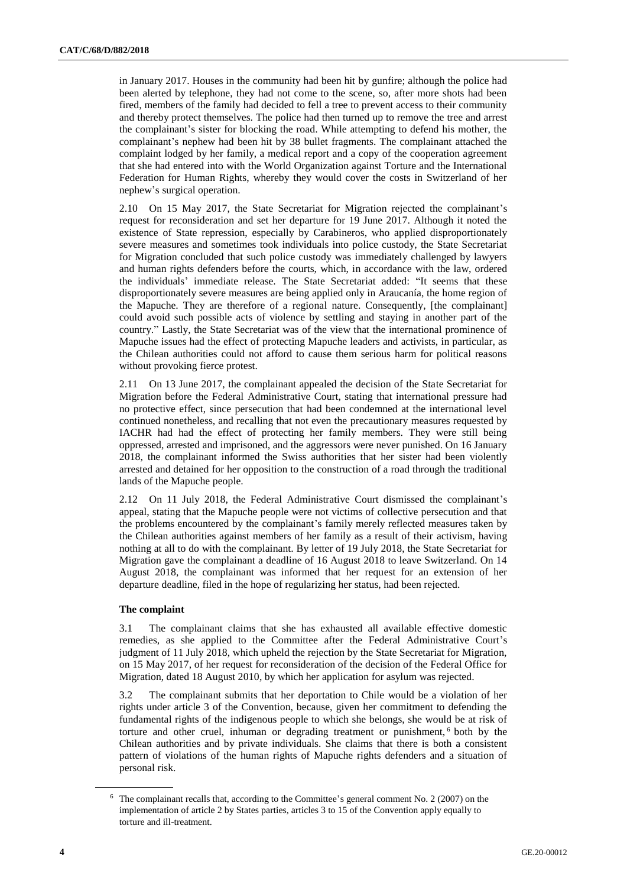in January 2017. Houses in the community had been hit by gunfire; although the police had been alerted by telephone, they had not come to the scene, so, after more shots had been fired, members of the family had decided to fell a tree to prevent access to their community and thereby protect themselves. The police had then turned up to remove the tree and arrest the complainant's sister for blocking the road. While attempting to defend his mother, the complainant's nephew had been hit by 38 bullet fragments. The complainant attached the complaint lodged by her family, a medical report and a copy of the cooperation agreement that she had entered into with the World Organization against Torture and the International Federation for Human Rights, whereby they would cover the costs in Switzerland of her nephew's surgical operation.

2.10 On 15 May 2017, the State Secretariat for Migration rejected the complainant's request for reconsideration and set her departure for 19 June 2017. Although it noted the existence of State repression, especially by Carabineros, who applied disproportionately severe measures and sometimes took individuals into police custody, the State Secretariat for Migration concluded that such police custody was immediately challenged by lawyers and human rights defenders before the courts, which, in accordance with the law, ordered the individuals' immediate release. The State Secretariat added: "It seems that these disproportionately severe measures are being applied only in Araucanía, the home region of the Mapuche. They are therefore of a regional nature. Consequently, [the complainant] could avoid such possible acts of violence by settling and staying in another part of the country." Lastly, the State Secretariat was of the view that the international prominence of Mapuche issues had the effect of protecting Mapuche leaders and activists, in particular, as the Chilean authorities could not afford to cause them serious harm for political reasons without provoking fierce protest.

2.11 On 13 June 2017, the complainant appealed the decision of the State Secretariat for Migration before the Federal Administrative Court, stating that international pressure had no protective effect, since persecution that had been condemned at the international level continued nonetheless, and recalling that not even the precautionary measures requested by IACHR had had the effect of protecting her family members. They were still being oppressed, arrested and imprisoned, and the aggressors were never punished. On 16 January 2018, the complainant informed the Swiss authorities that her sister had been violently arrested and detained for her opposition to the construction of a road through the traditional lands of the Mapuche people.

2.12 On 11 July 2018, the Federal Administrative Court dismissed the complainant's appeal, stating that the Mapuche people were not victims of collective persecution and that the problems encountered by the complainant's family merely reflected measures taken by the Chilean authorities against members of her family as a result of their activism, having nothing at all to do with the complainant. By letter of 19 July 2018, the State Secretariat for Migration gave the complainant a deadline of 16 August 2018 to leave Switzerland. On 14 August 2018, the complainant was informed that her request for an extension of her departure deadline, filed in the hope of regularizing her status, had been rejected.

### The complaint

3.1 The complainant claims that she has exhausted all available effective domestic remedies, as she applied to the Committee after the Federal Administrative Court's judgment of 11 July 2018, which upheld the rejection by the State Secretariat for Migration, on 15 May 2017, of her request for reconsideration of the decision of the Federal Office for Migration, dated 18 August 2010, by which her application for asylum was rejected.

3.2 The complainant submits that her deportation to Chile would be a violation of her rights under article 3 of the Convention, because, given her commitment to defending the fundamental rights of the indigenous people to which she belongs, she would be at risk of torture and other cruel, inhuman or degrading treatment or punishment,[6] both by the Chilean authorities and by private individuals. She claims that there is both a consistent pattern of violations of the human rights of Mapuche rights defenders and a situation of personal risk.

---

[6] The complainant recalls that, according to the Committee's general comment No. 2 (2007) on the implementation of article 2 by States parties, articles 3 to 15 of the Convention apply equally to torture and ill-treatment.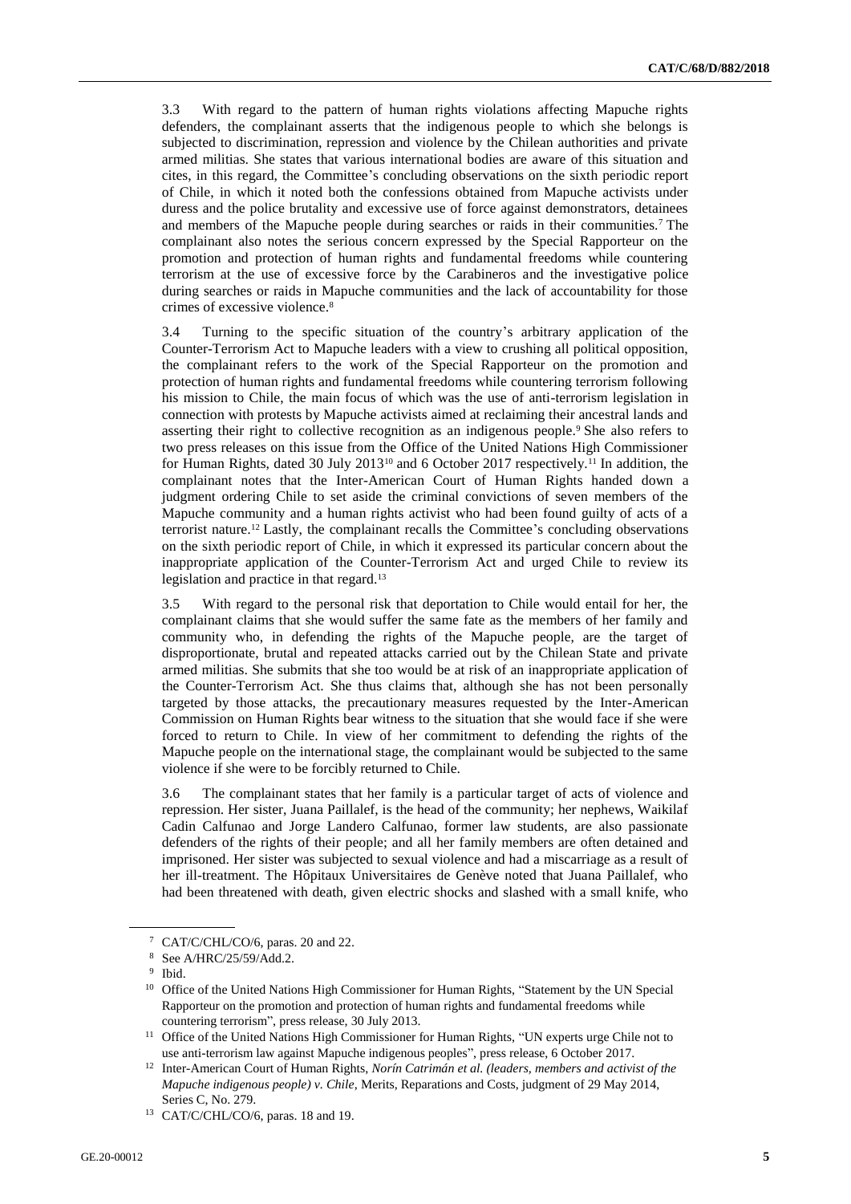3.3 With regard to the pattern of human rights violations affecting Mapuche rights defenders, the complainant asserts that the indigenous people to which she belongs is subjected to discrimination, repression and violence by the Chilean authorities and private armed militias. She states that various international bodies are aware of this situation and cites, in this regard, the Committee's concluding observations on the sixth periodic report of Chile, in which it noted both the confessions obtained from Mapuche activists under duress and the police brutality and excessive use of force against demonstrators, detainees and members of the Mapuche people during searches or raids in their communities.[7] The complainant also notes the serious concern expressed by the Special Rapporteur on the promotion and protection of human rights and fundamental freedoms while countering terrorism at the use of excessive force by the Carabineros and the investigative police during searches or raids in Mapuche communities and the lack of accountability for those crimes of excessive violence.[8]

3.4 Turning to the specific situation of the country's arbitrary application of the Counter-Terrorism Act to Mapuche leaders with a view to crushing all political opposition, the complainant refers to the work of the Special Rapporteur on the promotion and protection of human rights and fundamental freedoms while countering terrorism following his mission to Chile, the main focus of which was the use of anti-terrorism legislation in connection with protests by Mapuche activists aimed at reclaiming their ancestral lands and asserting their right to collective recognition as an indigenous people.[9] She also refers to two press releases on this issue from the Office of the United Nations High Commissioner for Human Rights, dated 30 July 2013[10] and 6 October 2017 respectively.[11] In addition, the complainant notes that the Inter-American Court of Human Rights handed down a judgment ordering Chile to set aside the criminal convictions of seven members of the Mapuche community and a human rights activist who had been found guilty of acts of a terrorist nature.[12] Lastly, the complainant recalls the Committee's concluding observations on the sixth periodic report of Chile, in which it expressed its particular concern about the inappropriate application of the Counter-Terrorism Act and urged Chile to review its legislation and practice in that regard.[13]

3.5 With regard to the personal risk that deportation to Chile would entail for her, the complainant claims that she would suffer the same fate as the members of her family and community who, in defending the rights of the Mapuche people, are the target of disproportionate, brutal and repeated attacks carried out by the Chilean State and private armed militias. She submits that she too would be at risk of an inappropriate application of the Counter-Terrorism Act. She thus claims that, although she has not been personally targeted by those attacks, the precautionary measures requested by the Inter-American Commission on Human Rights bear witness to the situation that she would face if she were forced to return to Chile. In view of her commitment to defending the rights of the Mapuche people on the international stage, the complainant would be subjected to the same violence if she were to be forcibly returned to Chile.

3.6 The complainant states that her family is a particular target of acts of violence and repression. Her sister, Juana Paillalef, is the head of the community; her nephews, Waikilaf Cadin Calfunao and Jorge Landero Calfunao, former law students, are also passionate defenders of the rights of their people; and all her family members are often detained and imprisoned. Her sister was subjected to sexual violence and had a miscarriage as a result of her ill-treatment. The Hôpitaux Universitaires de Genève noted that Juana Paillalef, who had been threatened with death, given electric shocks and slashed with a small knife, who

---

[7] CAT/C/CHL/CO/6, paras. 20 and 22.

[8] See A/HRC/25/59/Add.2.

[9] Ibid.

[10] Office of the United Nations High Commissioner for Human Rights, "Statement by the UN Special Rapporteur on the promotion and protection of human rights and fundamental freedoms while countering terrorism", press release, 30 July 2013.

[11] Office of the United Nations High Commissioner for Human Rights, "UN experts urge Chile not to use anti-terrorism law against Mapuche indigenous peoples", press release, 6 October 2017.

[12] Inter-American Court of Human Rights, *Norín Catrimán et al. (leaders, members and activist of the Mapuche indigenous people) v. Chile*, Merits, Reparations and Costs, judgment of 29 May 2014, Series C, No. 279.

[13] CAT/C/CHL/CO/6, paras. 18 and 19.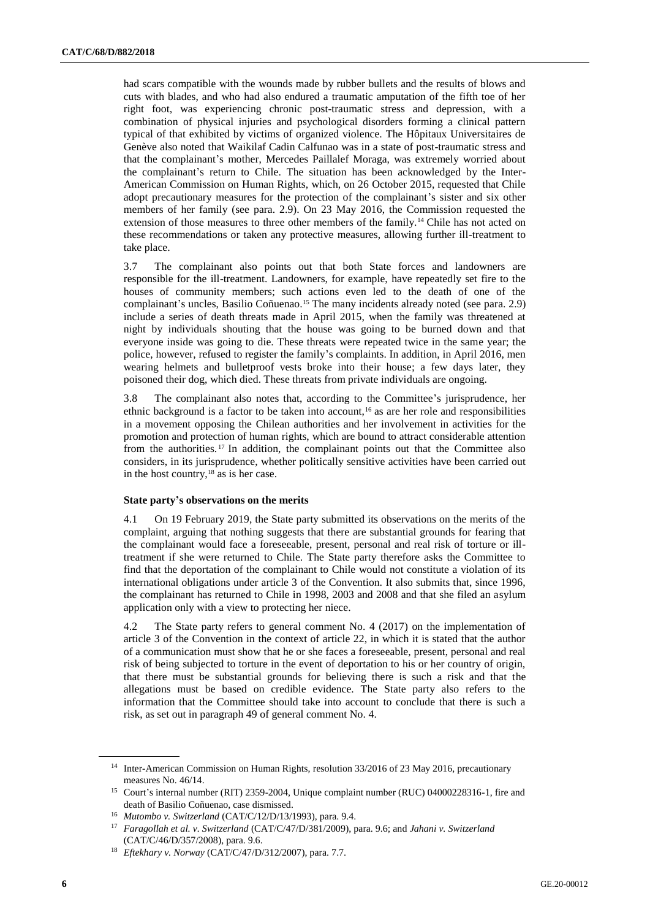had scars compatible with the wounds made by rubber bullets and the results of blows and cuts with blades, and who had also endured a traumatic amputation of the fifth toe of her right foot, was experiencing chronic post-traumatic stress and depression, with a combination of physical injuries and psychological disorders forming a clinical pattern typical of that exhibited by victims of organized violence. The Hôpitaux Universitaires de Genève also noted that Waikilaf Cadin Calfunao was in a state of post-traumatic stress and that the complainant's mother, Mercedes Paillalef Moraga, was extremely worried about the complainant's return to Chile. The situation has been acknowledged by the Inter-American Commission on Human Rights, which, on 26 October 2015, requested that Chile adopt precautionary measures for the protection of the complainant's sister and six other members of her family (see para. 2.9). On 23 May 2016, the Commission requested the extension of those measures to three other members of the family.[14] Chile has not acted on these recommendations or taken any protective measures, allowing further ill-treatment to take place.

3.7 The complainant also points out that both State forces and landowners are responsible for the ill-treatment. Landowners, for example, have repeatedly set fire to the houses of community members; such actions even led to the death of one of the complainant's uncles, Basilio Coñuenao.[15] The many incidents already noted (see para. 2.9) include a series of death threats made in April 2015, when the family was threatened at night by individuals shouting that the house was going to be burned down and that everyone inside was going to die. These threats were repeated twice in the same year; the police, however, refused to register the family's complaints. In addition, in April 2016, men wearing helmets and bulletproof vests broke into their house; a few days later, they poisoned their dog, which died. These threats from private individuals are ongoing.

3.8 The complainant also notes that, according to the Committee's jurisprudence, her ethnic background is a factor to be taken into account,[16] as are her role and responsibilities in a movement opposing the Chilean authorities and her involvement in activities for the promotion and protection of human rights, which are bound to attract considerable attention from the authorities.[17] In addition, the complainant points out that the Committee also considers, in its jurisprudence, whether politically sensitive activities have been carried out in the host country,[18] as is her case.

### State party's observations on the merits

4.1 On 19 February 2019, the State party submitted its observations on the merits of the complaint, arguing that nothing suggests that there are substantial grounds for fearing that the complainant would face a foreseeable, present, personal and real risk of torture or ill-treatment if she were returned to Chile. The State party therefore asks the Committee to find that the deportation of the complainant to Chile would not constitute a violation of its international obligations under article 3 of the Convention. It also submits that, since 1996, the complainant has returned to Chile in 1998, 2003 and 2008 and that she filed an asylum application only with a view to protecting her niece.

4.2 The State party refers to general comment No. 4 (2017) on the implementation of article 3 of the Convention in the context of article 22, in which it is stated that the author of a communication must show that he or she faces a foreseeable, present, personal and real risk of being subjected to torture in the event of deportation to his or her country of origin, that there must be substantial grounds for believing there is such a risk and that the allegations must be based on credible evidence. The State party also refers to the information that the Committee should take into account to conclude that there is such a risk, as set out in paragraph 49 of general comment No. 4.

---

[14] Inter-American Commission on Human Rights, resolution 33/2016 of 23 May 2016, precautionary measures No. 46/14.

[15] Court's internal number (RIT) 2359-2004, Unique complaint number (RUC) 04000228316-1, fire and death of Basilio Coñuenao, case dismissed.

[16] *Mutombo v. Switzerland* (CAT/C/12/D/13/1993), para. 9.4.

[17] *Faragollah et al. v. Switzerland* (CAT/C/47/D/381/2009), para. 9.6; and *Jahani v. Switzerland* (CAT/C/46/D/357/2008), para. 9.6.

[18] *Eftekhary v. Norway* (CAT/C/47/D/312/2007), para. 7.7.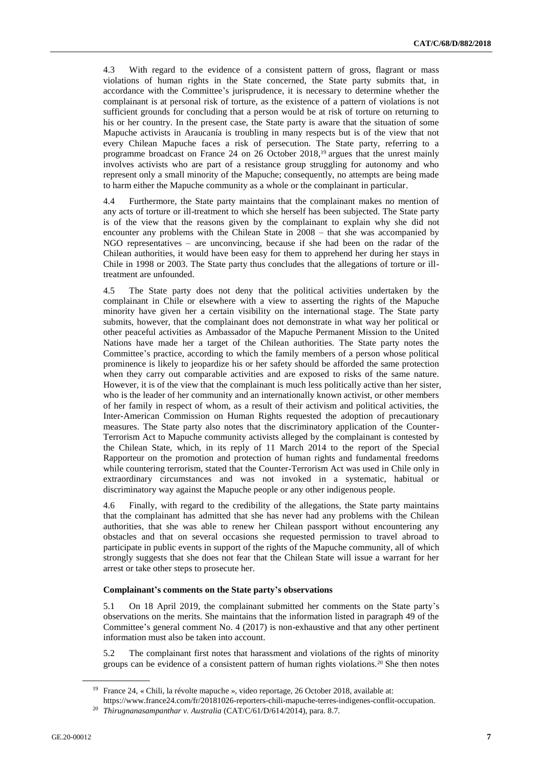4.3 With regard to the evidence of a consistent pattern of gross, flagrant or mass violations of human rights in the State concerned, the State party submits that, in accordance with the Committee's jurisprudence, it is necessary to determine whether the complainant is at personal risk of torture, as the existence of a pattern of violations is not sufficient grounds for concluding that a person would be at risk of torture on returning to his or her country. In the present case, the State party is aware that the situation of some Mapuche activists in Araucanía is troubling in many respects but is of the view that not every Chilean Mapuche faces a risk of persecution. The State party, referring to a programme broadcast on France 24 on 26 October 2018,[19] argues that the unrest mainly involves activists who are part of a resistance group struggling for autonomy and who represent only a small minority of the Mapuche; consequently, no attempts are being made to harm either the Mapuche community as a whole or the complainant in particular.

4.4 Furthermore, the State party maintains that the complainant makes no mention of any acts of torture or ill-treatment to which she herself has been subjected. The State party is of the view that the reasons given by the complainant to explain why she did not encounter any problems with the Chilean State in 2008 – that she was accompanied by NGO representatives – are unconvincing, because if she had been on the radar of the Chilean authorities, it would have been easy for them to apprehend her during her stays in Chile in 1998 or 2003. The State party thus concludes that the allegations of torture or ill-treatment are unfounded.

4.5 The State party does not deny that the political activities undertaken by the complainant in Chile or elsewhere with a view to asserting the rights of the Mapuche minority have given her a certain visibility on the international stage. The State party submits, however, that the complainant does not demonstrate in what way her political or other peaceful activities as Ambassador of the Mapuche Permanent Mission to the United Nations have made her a target of the Chilean authorities. The State party notes the Committee's practice, according to which the family members of a person whose political prominence is likely to jeopardize his or her safety should be afforded the same protection when they carry out comparable activities and are exposed to risks of the same nature. However, it is of the view that the complainant is much less politically active than her sister, who is the leader of her community and an internationally known activist, or other members of her family in respect of whom, as a result of their activism and political activities, the Inter-American Commission on Human Rights requested the adoption of precautionary measures. The State party also notes that the discriminatory application of the Counter-Terrorism Act to Mapuche community activists alleged by the complainant is contested by the Chilean State, which, in its reply of 11 March 2014 to the report of the Special Rapporteur on the promotion and protection of human rights and fundamental freedoms while countering terrorism, stated that the Counter-Terrorism Act was used in Chile only in extraordinary circumstances and was not invoked in a systematic, habitual or discriminatory way against the Mapuche people or any other indigenous people.

4.6 Finally, with regard to the credibility of the allegations, the State party maintains that the complainant has admitted that she has never had any problems with the Chilean authorities, that she was able to renew her Chilean passport without encountering any obstacles and that on several occasions she requested permission to travel abroad to participate in public events in support of the rights of the Mapuche community, all of which strongly suggests that she does not fear that the Chilean State will issue a warrant for her arrest or take other steps to prosecute her.

### Complainant's comments on the State party's observations

5.1 On 18 April 2019, the complainant submitted her comments on the State party's observations on the merits. She maintains that the information listed in paragraph 49 of the Committee's general comment No. 4 (2017) is non-exhaustive and that any other pertinent information must also be taken into account.

5.2 The complainant first notes that harassment and violations of the rights of minority groups can be evidence of a consistent pattern of human rights violations.[20] She then notes

---

[19] France 24, « Chili, la révolte mapuche », video reportage, 26 October 2018, available at: https://www.france24.com/fr/20181026-reporters-chili-mapuche-terres-indigenes-conflit-occupation.

[20] *Thirugnanasampanthar v. Australia* (CAT/C/61/D/614/2014), para. 8.7.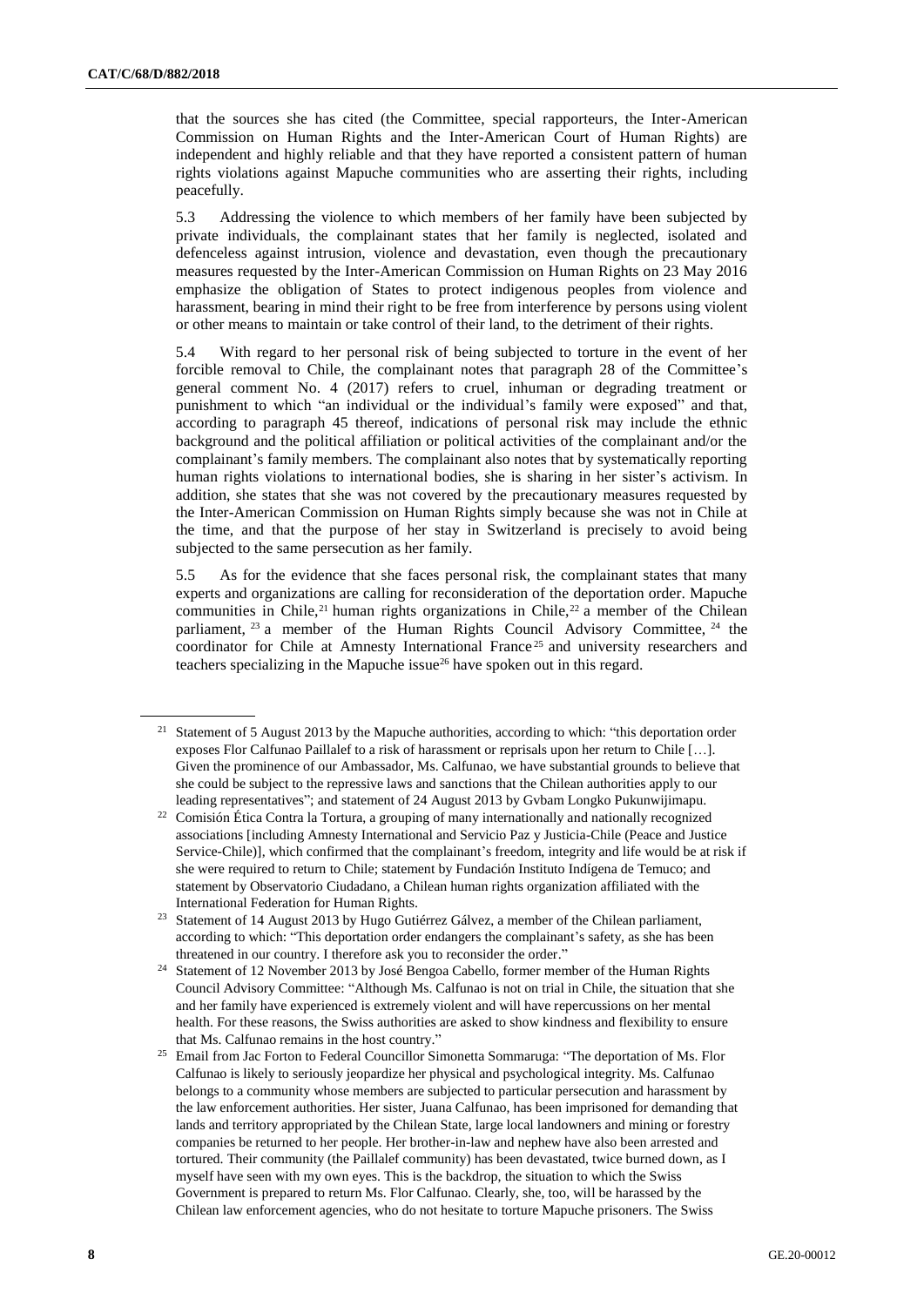that the sources she has cited (the Committee, special rapporteurs, the Inter-American Commission on Human Rights and the Inter-American Court of Human Rights) are independent and highly reliable and that they have reported a consistent pattern of human rights violations against Mapuche communities who are asserting their rights, including peacefully.

5.3 Addressing the violence to which members of her family have been subjected by private individuals, the complainant states that her family is neglected, isolated and defenceless against intrusion, violence and devastation, even though the precautionary measures requested by the Inter-American Commission on Human Rights on 23 May 2016 emphasize the obligation of States to protect indigenous peoples from violence and harassment, bearing in mind their right to be free from interference by persons using violent or other means to maintain or take control of their land, to the detriment of their rights.

5.4 With regard to her personal risk of being subjected to torture in the event of her forcible removal to Chile, the complainant notes that paragraph 28 of the Committee's general comment No. 4 (2017) refers to cruel, inhuman or degrading treatment or punishment to which "an individual or the individual's family were exposed" and that, according to paragraph 45 thereof, indications of personal risk may include the ethnic background and the political affiliation or political activities of the complainant and/or the complainant's family members. The complainant also notes that by systematically reporting human rights violations to international bodies, she is sharing in her sister's activism. In addition, she states that she was not covered by the precautionary measures requested by the Inter-American Commission on Human Rights simply because she was not in Chile at the time, and that the purpose of her stay in Switzerland is precisely to avoid being subjected to the same persecution as her family.

5.5 As for the evidence that she faces personal risk, the complainant states that many experts and organizations are calling for reconsideration of the deportation order. Mapuche communities in Chile,[21] human rights organizations in Chile,[22] a member of the Chilean parliament,[23] a member of the Human Rights Council Advisory Committee,[24] the coordinator for Chile at Amnesty International France[25] and university researchers and teachers specializing in the Mapuche issue[26] have spoken out in this regard.

---

[21] Statement of 5 August 2013 by the Mapuche authorities, according to which: "this deportation order exposes Flor Calfunao Paillalef to a risk of harassment or reprisals upon her return to Chile […]. Given the prominence of our Ambassador, Ms. Calfunao, we have substantial grounds to believe that she could be subject to the repressive laws and sanctions that the Chilean authorities apply to our leading representatives"; and statement of 24 August 2013 by Gvbam Longko Pukunwijimapu.

[22] Comisión Ética Contra la Tortura, a grouping of many internationally and nationally recognized associations [including Amnesty International and Servicio Paz y Justicia-Chile (Peace and Justice Service-Chile)], which confirmed that the complainant's freedom, integrity and life would be at risk if she were required to return to Chile; statement by Fundación Instituto Indígena de Temuco; and statement by Observatorio Ciudadano, a Chilean human rights organization affiliated with the International Federation for Human Rights.

[23] Statement of 14 August 2013 by Hugo Gutiérrez Gálvez, a member of the Chilean parliament, according to which: "This deportation order endangers the complainant's safety, as she has been threatened in our country. I therefore ask you to reconsider the order."

[24] Statement of 12 November 2013 by José Bengoa Cabello, former member of the Human Rights Council Advisory Committee: "Although Ms. Calfunao is not on trial in Chile, the situation that she and her family have experienced is extremely violent and will have repercussions on her mental health. For these reasons, the Swiss authorities are asked to show kindness and flexibility to ensure that Ms. Calfunao remains in the host country."

[25] Email from Jac Forton to Federal Councillor Simonetta Sommaruga: "The deportation of Ms. Flor Calfunao is likely to seriously jeopardize her physical and psychological integrity. Ms. Calfunao belongs to a community whose members are subjected to particular persecution and harassment by the law enforcement authorities. Her sister, Juana Calfunao, has been imprisoned for demanding that lands and territory appropriated by the Chilean State, large local landowners and mining or forestry companies be returned to her people. Her brother-in-law and nephew have also been arrested and tortured. Their community (the Paillalef community) has been devastated, twice burned down, as I myself have seen with my own eyes. This is the backdrop, the situation to which the Swiss Government is prepared to return Ms. Flor Calfunao. Clearly, she, too, will be harassed by the Chilean law enforcement agencies, who do not hesitate to torture Mapuche prisoners. The Swiss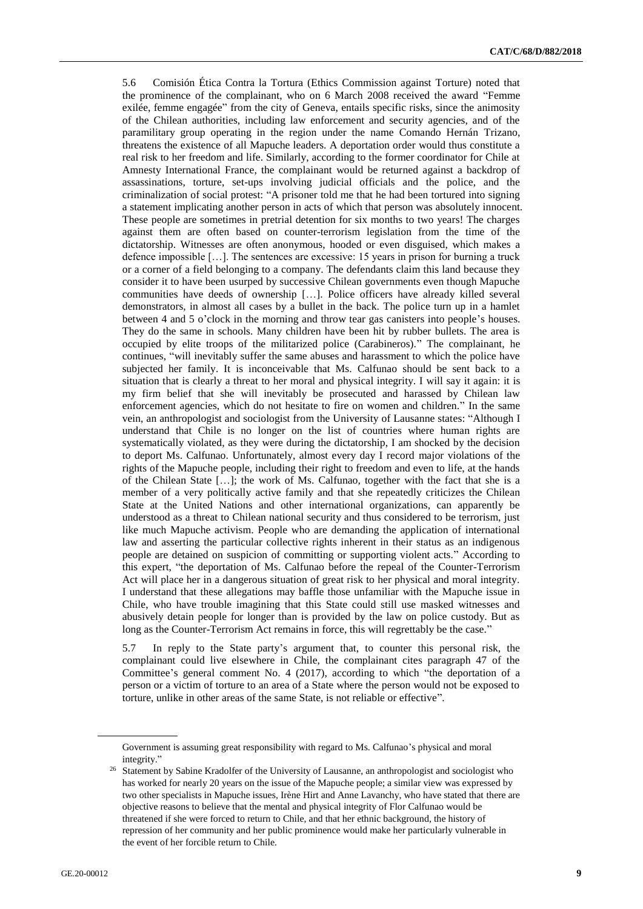5.6 Comisión Ética Contra la Tortura (Ethics Commission against Torture) noted that the prominence of the complainant, who on 6 March 2008 received the award "Femme exilée, femme engagée" from the city of Geneva, entails specific risks, since the animosity of the Chilean authorities, including law enforcement and security agencies, and of the paramilitary group operating in the region under the name Comando Hernán Trizano, threatens the existence of all Mapuche leaders. A deportation order would thus constitute a real risk to her freedom and life. Similarly, according to the former coordinator for Chile at Amnesty International France, the complainant would be returned against a backdrop of assassinations, torture, set-ups involving judicial officials and the police, and the criminalization of social protest: "A prisoner told me that he had been tortured into signing a statement implicating another person in acts of which that person was absolutely innocent. These people are sometimes in pretrial detention for six months to two years! The charges against them are often based on counter-terrorism legislation from the time of the dictatorship. Witnesses are often anonymous, hooded or even disguised, which makes a defence impossible […]. The sentences are excessive: 15 years in prison for burning a truck or a corner of a field belonging to a company. The defendants claim this land because they consider it to have been usurped by successive Chilean governments even though Mapuche communities have deeds of ownership […]. Police officers have already killed several demonstrators, in almost all cases by a bullet in the back. The police turn up in a hamlet between 4 and 5 o'clock in the morning and throw tear gas canisters into people's houses. They do the same in schools. Many children have been hit by rubber bullets. The area is occupied by elite troops of the militarized police (Carabineros)." The complainant, he continues, "will inevitably suffer the same abuses and harassment to which the police have subjected her family. It is inconceivable that Ms. Calfunao should be sent back to a situation that is clearly a threat to her moral and physical integrity. I will say it again: it is my firm belief that she will inevitably be prosecuted and harassed by Chilean law enforcement agencies, which do not hesitate to fire on women and children." In the same vein, an anthropologist and sociologist from the University of Lausanne states: "Although I understand that Chile is no longer on the list of countries where human rights are systematically violated, as they were during the dictatorship, I am shocked by the decision to deport Ms. Calfunao. Unfortunately, almost every day I record major violations of the rights of the Mapuche people, including their right to freedom and even to life, at the hands of the Chilean State […]; the work of Ms. Calfunao, together with the fact that she is a member of a very politically active family and that she repeatedly criticizes the Chilean State at the United Nations and other international organizations, can apparently be understood as a threat to Chilean national security and thus considered to be terrorism, just like much Mapuche activism. People who are demanding the application of international law and asserting the particular collective rights inherent in their status as an indigenous people are detained on suspicion of committing or supporting violent acts." According to this expert, "the deportation of Ms. Calfunao before the repeal of the Counter-Terrorism Act will place her in a dangerous situation of great risk to her physical and moral integrity. I understand that these allegations may baffle those unfamiliar with the Mapuche issue in Chile, who have trouble imagining that this State could still use masked witnesses and abusively detain people for longer than is provided by the law on police custody. But as long as the Counter-Terrorism Act remains in force, this will regrettably be the case."

5.7 In reply to the State party's argument that, to counter this personal risk, the complainant could live elsewhere in Chile, the complainant cites paragraph 47 of the Committee's general comment No. 4 (2017), according to which "the deportation of a person or a victim of torture to an area of a State where the person would not be exposed to torture, unlike in other areas of the same State, is not reliable or effective".

---

Government is assuming great responsibility with regard to Ms. Calfunao's physical and moral integrity."

[26] Statement by Sabine Kradolfer of the University of Lausanne, an anthropologist and sociologist who has worked for nearly 20 years on the issue of the Mapuche people; a similar view was expressed by two other specialists in Mapuche issues, Irène Hirt and Anne Lavanchy, who have stated that there are objective reasons to believe that the mental and physical integrity of Flor Calfunao would be threatened if she were forced to return to Chile, and that her ethnic background, the history of repression of her community and her public prominence would make her particularly vulnerable in the event of her forcible return to Chile.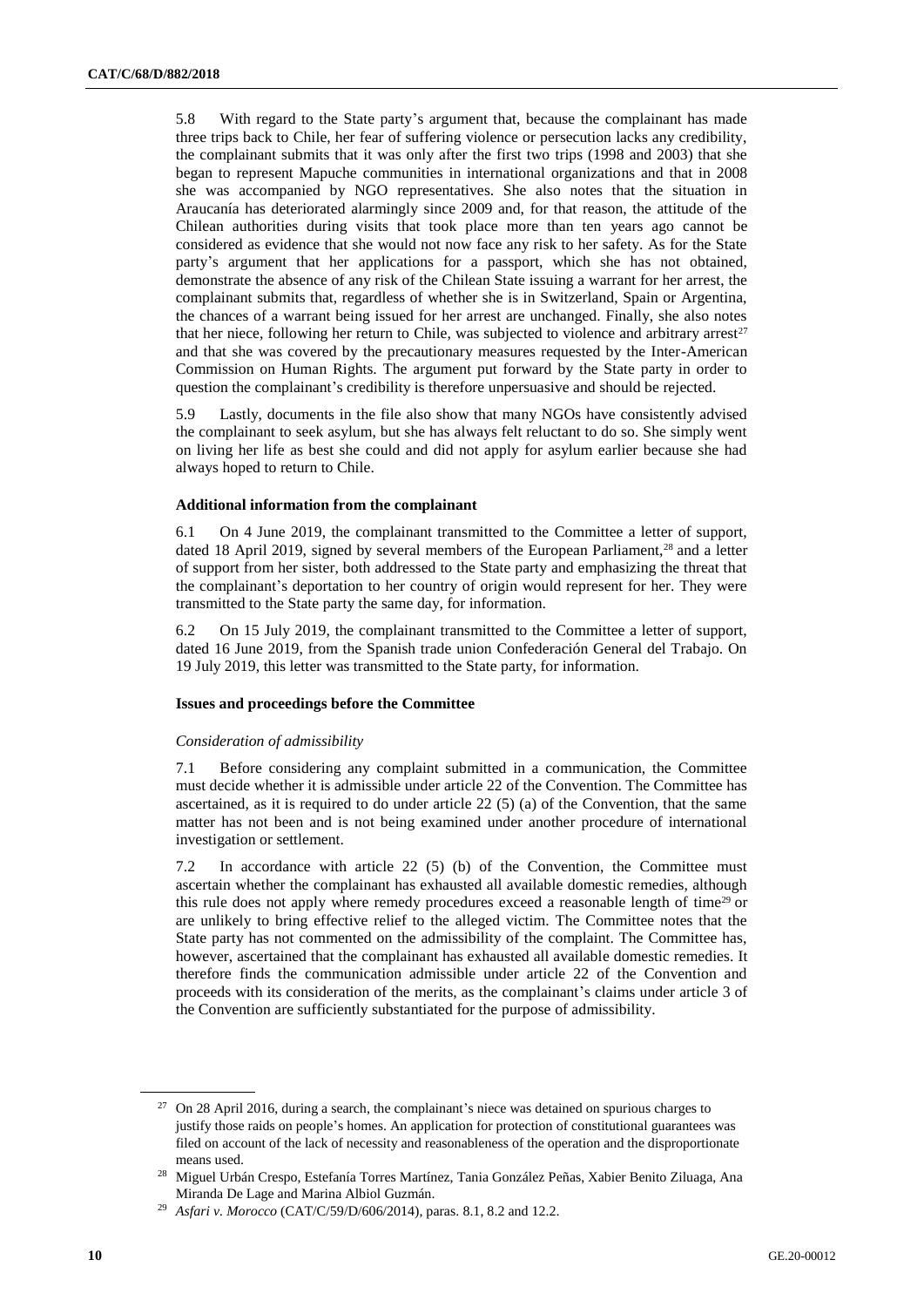5.8 With regard to the State party's argument that, because the complainant has made three trips back to Chile, her fear of suffering violence or persecution lacks any credibility, the complainant submits that it was only after the first two trips (1998 and 2003) that she began to represent Mapuche communities in international organizations and that in 2008 she was accompanied by NGO representatives. She also notes that the situation in Araucanía has deteriorated alarmingly since 2009 and, for that reason, the attitude of the Chilean authorities during visits that took place more than ten years ago cannot be considered as evidence that she would not now face any risk to her safety. As for the State party's argument that her applications for a passport, which she has not obtained, demonstrate the absence of any risk of the Chilean State issuing a warrant for her arrest, the complainant submits that, regardless of whether she is in Switzerland, Spain or Argentina, the chances of a warrant being issued for her arrest are unchanged. Finally, she also notes that her niece, following her return to Chile, was subjected to violence and arbitrary arrest[27] and that she was covered by the precautionary measures requested by the Inter-American Commission on Human Rights. The argument put forward by the State party in order to question the complainant's credibility is therefore unpersuasive and should be rejected.

5.9 Lastly, documents in the file also show that many NGOs have consistently advised the complainant to seek asylum, but she has always felt reluctant to do so. She simply went on living her life as best she could and did not apply for asylum earlier because she had always hoped to return to Chile.

### Additional information from the complainant

6.1 On 4 June 2019, the complainant transmitted to the Committee a letter of support, dated 18 April 2019, signed by several members of the European Parliament,[28] and a letter of support from her sister, both addressed to the State party and emphasizing the threat that the complainant's deportation to her country of origin would represent for her. They were transmitted to the State party the same day, for information.

6.2 On 15 July 2019, the complainant transmitted to the Committee a letter of support, dated 16 June 2019, from the Spanish trade union Confederación General del Trabajo. On 19 July 2019, this letter was transmitted to the State party, for information.

### Issues and proceedings before the Committee

*Consideration of admissibility*

7.1 Before considering any complaint submitted in a communication, the Committee must decide whether it is admissible under article 22 of the Convention. The Committee has ascertained, as it is required to do under article 22 (5) (a) of the Convention, that the same matter has not been and is not being examined under another procedure of international investigation or settlement.

7.2 In accordance with article 22 (5) (b) of the Convention, the Committee must ascertain whether the complainant has exhausted all available domestic remedies, although this rule does not apply where remedy procedures exceed a reasonable length of time[29] or are unlikely to bring effective relief to the alleged victim. The Committee notes that the State party has not commented on the admissibility of the complaint. The Committee has, however, ascertained that the complainant has exhausted all available domestic remedies. It therefore finds the communication admissible under article 22 of the Convention and proceeds with its consideration of the merits, as the complainant's claims under article 3 of the Convention are sufficiently substantiated for the purpose of admissibility.

---

[27] On 28 April 2016, during a search, the complainant's niece was detained on spurious charges to justify those raids on people's homes. An application for protection of constitutional guarantees was filed on account of the lack of necessity and reasonableness of the operation and the disproportionate means used.

[28] Miguel Urbán Crespo, Estefanía Torres Martínez, Tania González Peñas, Xabier Benito Ziluaga, Ana Miranda De Lage and Marina Albiol Guzmán.

[29] *Asfari v. Morocco* (CAT/C/59/D/606/2014), paras. 8.1, 8.2 and 12.2.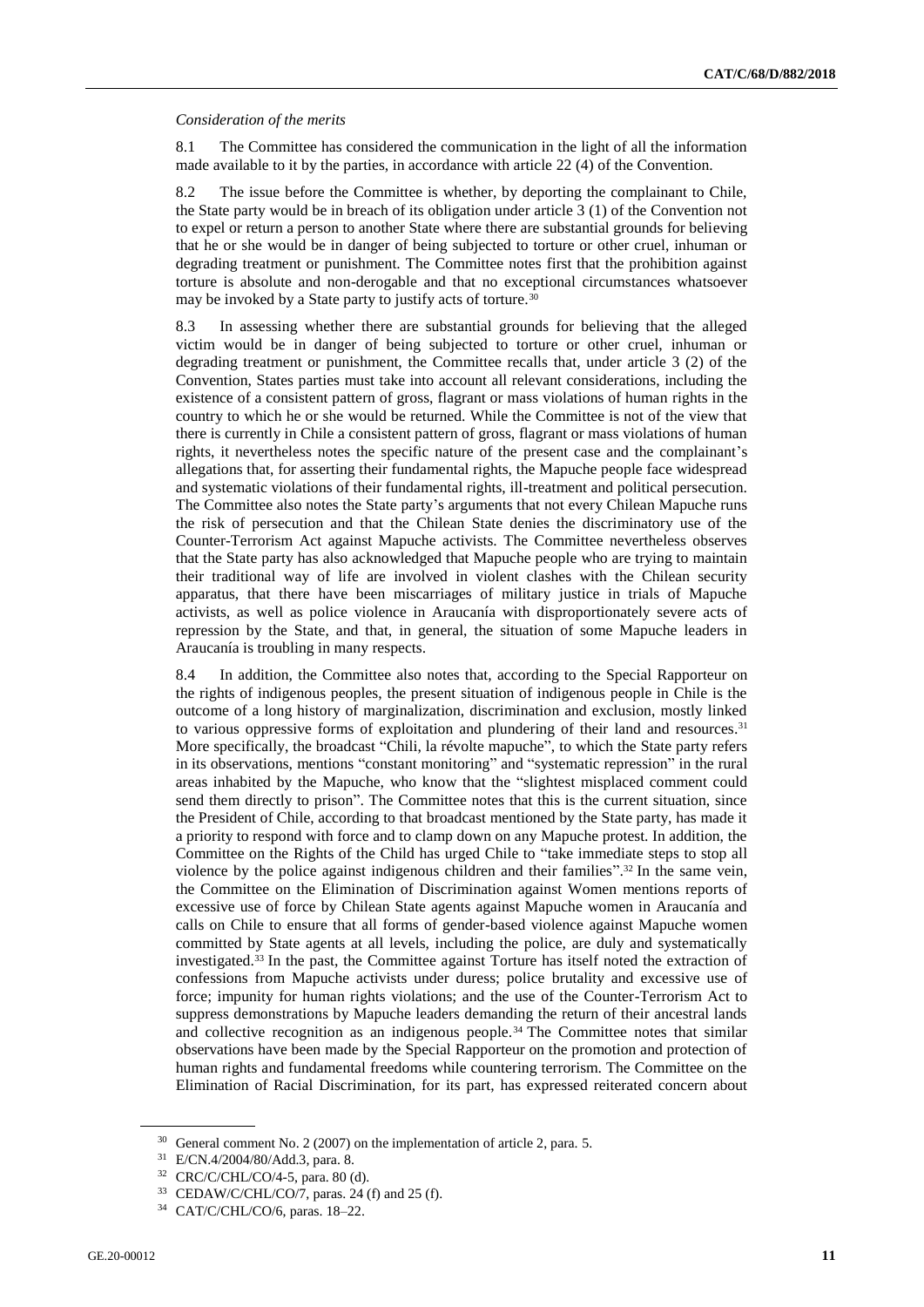*Consideration of the merits*

8.1 The Committee has considered the communication in the light of all the information made available to it by the parties, in accordance with article 22 (4) of the Convention.

8.2 The issue before the Committee is whether, by deporting the complainant to Chile, the State party would be in breach of its obligation under article 3 (1) of the Convention not to expel or return a person to another State where there are substantial grounds for believing that he or she would be in danger of being subjected to torture or other cruel, inhuman or degrading treatment or punishment. The Committee notes first that the prohibition against torture is absolute and non-derogable and that no exceptional circumstances whatsoever may be invoked by a State party to justify acts of torture.[30]

8.3 In assessing whether there are substantial grounds for believing that the alleged victim would be in danger of being subjected to torture or other cruel, inhuman or degrading treatment or punishment, the Committee recalls that, under article 3 (2) of the Convention, States parties must take into account all relevant considerations, including the existence of a consistent pattern of gross, flagrant or mass violations of human rights in the country to which he or she would be returned. While the Committee is not of the view that there is currently in Chile a consistent pattern of gross, flagrant or mass violations of human rights, it nevertheless notes the specific nature of the present case and the complainant's allegations that, for asserting their fundamental rights, the Mapuche people face widespread and systematic violations of their fundamental rights, ill-treatment and political persecution. The Committee also notes the State party's arguments that not every Chilean Mapuche runs the risk of persecution and that the Chilean State denies the discriminatory use of the Counter-Terrorism Act against Mapuche activists. The Committee nevertheless observes that the State party has also acknowledged that Mapuche people who are trying to maintain their traditional way of life are involved in violent clashes with the Chilean security apparatus, that there have been miscarriages of military justice in trials of Mapuche activists, as well as police violence in Araucanía with disproportionately severe acts of repression by the State, and that, in general, the situation of some Mapuche leaders in Araucanía is troubling in many respects.

8.4 In addition, the Committee also notes that, according to the Special Rapporteur on the rights of indigenous peoples, the present situation of indigenous people in Chile is the outcome of a long history of marginalization, discrimination and exclusion, mostly linked to various oppressive forms of exploitation and plundering of their land and resources.[31] More specifically, the broadcast "Chili, la révolte mapuche", to which the State party refers in its observations, mentions "constant monitoring" and "systematic repression" in the rural areas inhabited by the Mapuche, who know that the "slightest misplaced comment could send them directly to prison". The Committee notes that this is the current situation, since the President of Chile, according to that broadcast mentioned by the State party, has made it a priority to respond with force and to clamp down on any Mapuche protest. In addition, the Committee on the Rights of the Child has urged Chile to "take immediate steps to stop all violence by the police against indigenous children and their families".[32] In the same vein, the Committee on the Elimination of Discrimination against Women mentions reports of excessive use of force by Chilean State agents against Mapuche women in Araucanía and calls on Chile to ensure that all forms of gender-based violence against Mapuche women committed by State agents at all levels, including the police, are duly and systematically investigated.[33] In the past, the Committee against Torture has itself noted the extraction of confessions from Mapuche activists under duress; police brutality and excessive use of force; impunity for human rights violations; and the use of the Counter-Terrorism Act to suppress demonstrations by Mapuche leaders demanding the return of their ancestral lands and collective recognition as an indigenous people.[34] The Committee notes that similar observations have been made by the Special Rapporteur on the promotion and protection of human rights and fundamental freedoms while countering terrorism. The Committee on the Elimination of Racial Discrimination, for its part, has expressed reiterated concern about

---

[30] General comment No. 2 (2007) on the implementation of article 2, para. 5.

[31] E/CN.4/2004/80/Add.3, para. 8.

[32] CRC/C/CHL/CO/4-5, para. 80 (d).

[33] CEDAW/C/CHL/CO/7, paras. 24 (f) and 25 (f).

[34] CAT/C/CHL/CO/6, paras. 18–22.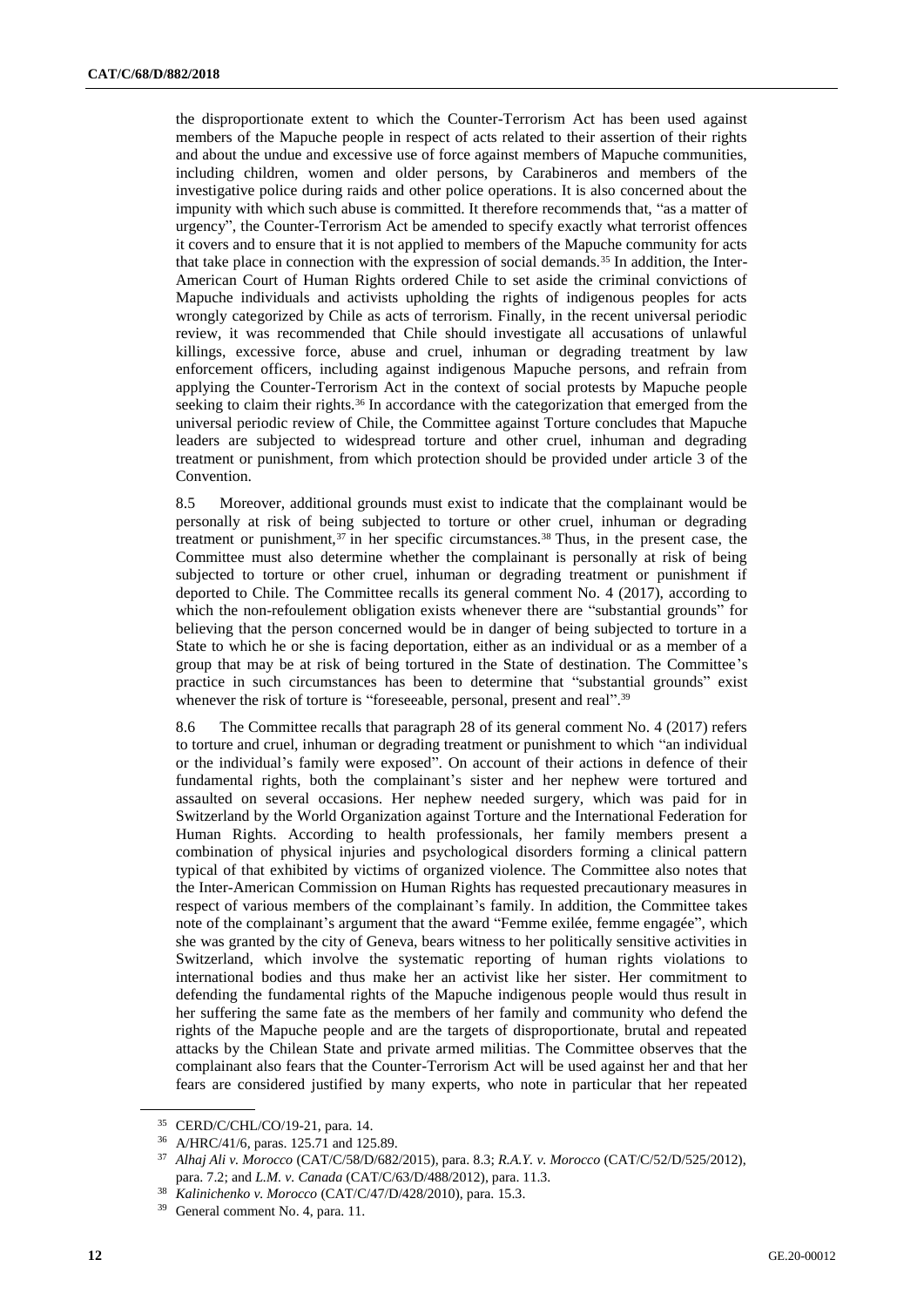the disproportionate extent to which the Counter-Terrorism Act has been used against members of the Mapuche people in respect of acts related to their assertion of their rights and about the undue and excessive use of force against members of Mapuche communities, including children, women and older persons, by Carabineros and members of the investigative police during raids and other police operations. It is also concerned about the impunity with which such abuse is committed. It therefore recommends that, "as a matter of urgency", the Counter-Terrorism Act be amended to specify exactly what terrorist offences it covers and to ensure that it is not applied to members of the Mapuche community for acts that take place in connection with the expression of social demands.[35] In addition, the Inter-American Court of Human Rights ordered Chile to set aside the criminal convictions of Mapuche individuals and activists upholding the rights of indigenous peoples for acts wrongly categorized by Chile as acts of terrorism. Finally, in the recent universal periodic review, it was recommended that Chile should investigate all accusations of unlawful killings, excessive force, abuse and cruel, inhuman or degrading treatment by law enforcement officers, including against indigenous Mapuche persons, and refrain from applying the Counter-Terrorism Act in the context of social protests by Mapuche people seeking to claim their rights.[36] In accordance with the categorization that emerged from the universal periodic review of Chile, the Committee against Torture concludes that Mapuche leaders are subjected to widespread torture and other cruel, inhuman and degrading treatment or punishment, from which protection should be provided under article 3 of the Convention.

8.5 Moreover, additional grounds must exist to indicate that the complainant would be personally at risk of being subjected to torture or other cruel, inhuman or degrading treatment or punishment,[37] in her specific circumstances.[38] Thus, in the present case, the Committee must also determine whether the complainant is personally at risk of being subjected to torture or other cruel, inhuman or degrading treatment or punishment if deported to Chile. The Committee recalls its general comment No. 4 (2017), according to which the non-refoulement obligation exists whenever there are "substantial grounds" for believing that the person concerned would be in danger of being subjected to torture in a State to which he or she is facing deportation, either as an individual or as a member of a group that may be at risk of being tortured in the State of destination. The Committee's practice in such circumstances has been to determine that "substantial grounds" exist whenever the risk of torture is "foreseeable, personal, present and real".[39]

8.6 The Committee recalls that paragraph 28 of its general comment No. 4 (2017) refers to torture and cruel, inhuman or degrading treatment or punishment to which "an individual or the individual's family were exposed". On account of their actions in defence of their fundamental rights, both the complainant's sister and her nephew were tortured and assaulted on several occasions. Her nephew needed surgery, which was paid for in Switzerland by the World Organization against Torture and the International Federation for Human Rights. According to health professionals, her family members present a combination of physical injuries and psychological disorders forming a clinical pattern typical of that exhibited by victims of organized violence. The Committee also notes that the Inter-American Commission on Human Rights has requested precautionary measures in respect of various members of the complainant's family. In addition, the Committee takes note of the complainant's argument that the award "Femme exilée, femme engagée", which she was granted by the city of Geneva, bears witness to her politically sensitive activities in Switzerland, which involve the systematic reporting of human rights violations to international bodies and thus make her an activist like her sister. Her commitment to defending the fundamental rights of the Mapuche indigenous people would thus result in her suffering the same fate as the members of her family and community who defend the rights of the Mapuche people and are the targets of disproportionate, brutal and repeated attacks by the Chilean State and private armed militias. The Committee observes that the complainant also fears that the Counter-Terrorism Act will be used against her and that her fears are considered justified by many experts, who note in particular that her repeated

---

[35] CERD/C/CHL/CO/19-21, para. 14.

[36] A/HRC/41/6, paras. 125.71 and 125.89.

[37] *Alhaj Ali v. Morocco* (CAT/C/58/D/682/2015), para. 8.3; *R.A.Y. v. Morocco* (CAT/C/52/D/525/2012), para. 7.2; and *L.M. v. Canada* (CAT/C/63/D/488/2012), para. 11.3.

[38] *Kalinichenko v. Morocco* (CAT/C/47/D/428/2010), para. 15.3.

[39] General comment No. 4, para. 11.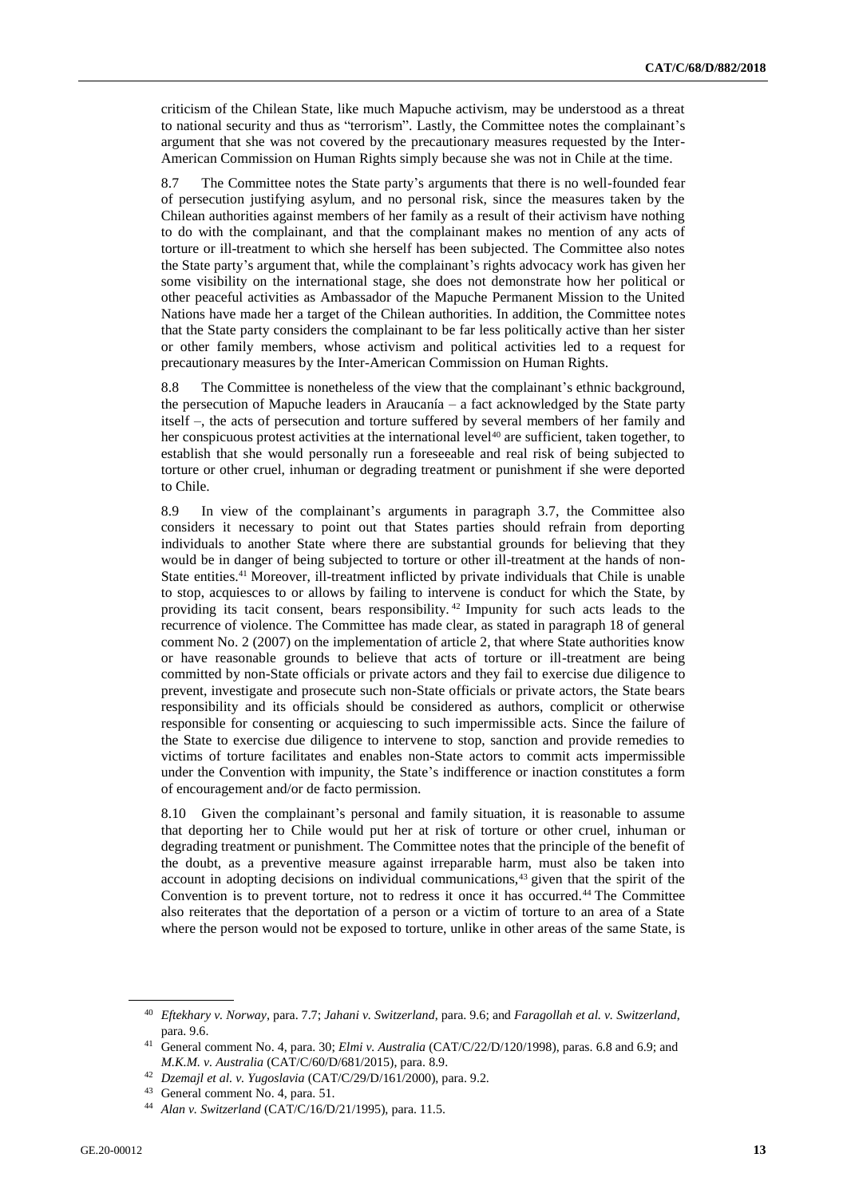criticism of the Chilean State, like much Mapuche activism, may be understood as a threat to national security and thus as "terrorism". Lastly, the Committee notes the complainant's argument that she was not covered by the precautionary measures requested by the Inter-American Commission on Human Rights simply because she was not in Chile at the time.

8.7 The Committee notes the State party's arguments that there is no well-founded fear of persecution justifying asylum, and no personal risk, since the measures taken by the Chilean authorities against members of her family as a result of their activism have nothing to do with the complainant, and that the complainant makes no mention of any acts of torture or ill-treatment to which she herself has been subjected. The Committee also notes the State party's argument that, while the complainant's rights advocacy work has given her some visibility on the international stage, she does not demonstrate how her political or other peaceful activities as Ambassador of the Mapuche Permanent Mission to the United Nations have made her a target of the Chilean authorities. In addition, the Committee notes that the State party considers the complainant to be far less politically active than her sister or other family members, whose activism and political activities led to a request for precautionary measures by the Inter-American Commission on Human Rights.

8.8 The Committee is nonetheless of the view that the complainant's ethnic background, the persecution of Mapuche leaders in Araucanía – a fact acknowledged by the State party itself –, the acts of persecution and torture suffered by several members of her family and her conspicuous protest activities at the international level[40] are sufficient, taken together, to establish that she would personally run a foreseeable and real risk of being subjected to torture or other cruel, inhuman or degrading treatment or punishment if she were deported to Chile.

8.9 In view of the complainant's arguments in paragraph 3.7, the Committee also considers it necessary to point out that States parties should refrain from deporting individuals to another State where there are substantial grounds for believing that they would be in danger of being subjected to torture or other ill-treatment at the hands of non-State entities.[41] Moreover, ill-treatment inflicted by private individuals that Chile is unable to stop, acquiesces to or allows by failing to intervene is conduct for which the State, by providing its tacit consent, bears responsibility.[42] Impunity for such acts leads to the recurrence of violence. The Committee has made clear, as stated in paragraph 18 of general comment No. 2 (2007) on the implementation of article 2, that where State authorities know or have reasonable grounds to believe that acts of torture or ill-treatment are being committed by non-State officials or private actors and they fail to exercise due diligence to prevent, investigate and prosecute such non-State officials or private actors, the State bears responsibility and its officials should be considered as authors, complicit or otherwise responsible for consenting or acquiescing to such impermissible acts. Since the failure of the State to exercise due diligence to intervene to stop, sanction and provide remedies to victims of torture facilitates and enables non-State actors to commit acts impermissible under the Convention with impunity, the State's indifference or inaction constitutes a form of encouragement and/or de facto permission.

8.10 Given the complainant's personal and family situation, it is reasonable to assume that deporting her to Chile would put her at risk of torture or other cruel, inhuman or degrading treatment or punishment. The Committee notes that the principle of the benefit of the doubt, as a preventive measure against irreparable harm, must also be taken into account in adopting decisions on individual communications,[43] given that the spirit of the Convention is to prevent torture, not to redress it once it has occurred.[44] The Committee also reiterates that the deportation of a person or a victim of torture to an area of a State where the person would not be exposed to torture, unlike in other areas of the same State, is

---

[40] *Eftekhary v. Norway*, para. 7.7; *Jahani v. Switzerland*, para. 9.6; and *Faragollah et al. v. Switzerland*, para. 9.6.

[41] General comment No. 4, para. 30; *Elmi v. Australia* (CAT/C/22/D/120/1998), paras. 6.8 and 6.9; and *M.K.M. v. Australia* (CAT/C/60/D/681/2015), para. 8.9.

[42] *Dzemajl et al. v. Yugoslavia* (CAT/C/29/D/161/2000), para. 9.2.

[43] General comment No. 4, para. 51.

[44] *Alan v. Switzerland* (CAT/C/16/D/21/1995), para. 11.5.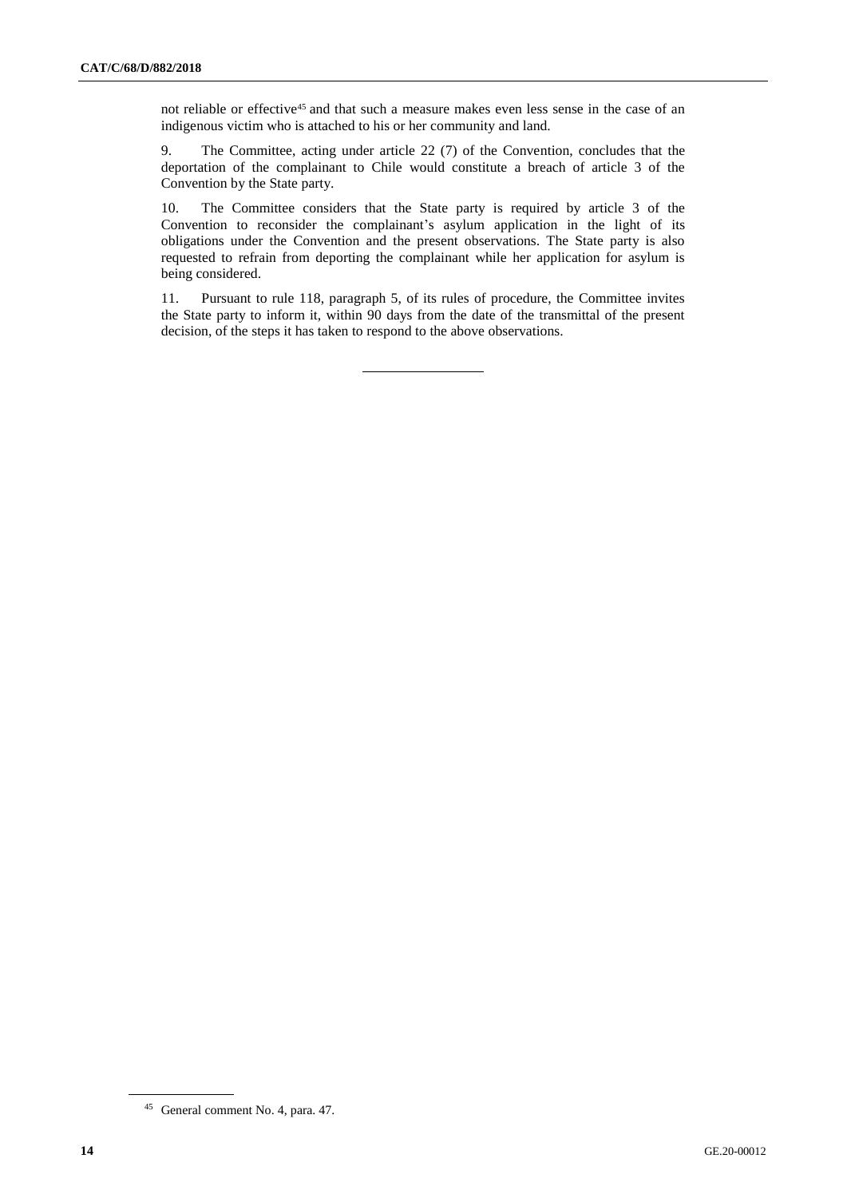not reliable or effective[45] and that such a measure makes even less sense in the case of an indigenous victim who is attached to his or her community and land.

9. The Committee, acting under article 22 (7) of the Convention, concludes that the deportation of the complainant to Chile would constitute a breach of article 3 of the Convention by the State party.

10. The Committee considers that the State party is required by article 3 of the Convention to reconsider the complainant's asylum application in the light of its obligations under the Convention and the present observations. The State party is also requested to refrain from deporting the complainant while her application for asylum is being considered.

11. Pursuant to rule 118, paragraph 5, of its rules of procedure, the Committee invites the State party to inform it, within 90 days from the date of the transmittal of the present decision, of the steps it has taken to respond to the above observations.

---

[45] General comment No. 4, para. 47.